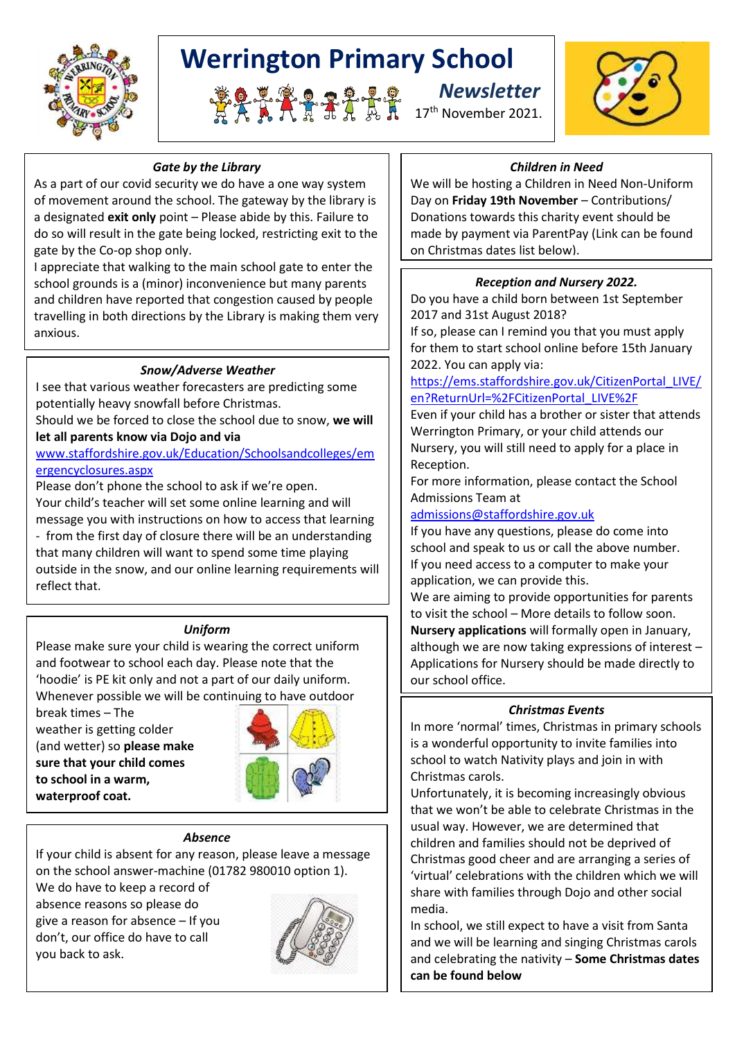# Werrington Primary School

## Newsletter

17th November 2021.

### Gate by the Library

As a part of our covid security we do have a one way system of movement around the school. The gateway by the library is a designated **exit only** point – Please abide by this. Failure to do so will result in the gate being locked, restricting exit to the gate by the Co-op shop only.

I appreciate that walking to the main school gate to enter the school grounds is a (minor) inconvenience but many parents and children have reported that congestion caused by people travelling in both directions by the Library is making them very anxious.

### Snow/Adverse Weather

I see that various weather forecasters are predicting some potentially heavy snowfall before Christmas.

Should we be forced to close the school due to snow, **we will let all parents know via Dojo and via** www.staffordshire.gov.uk/Education/Schoolsandcolleges/emergencyclosures.aspx

Please don't phone the school to ask if we're open.

Your child's teacher will set some online learning and will message you with instructions on how to access that learning - from the first day of closure there will be an understanding that many children will want to spend some time playing outside in the snow, and our online learning requirements will reflect that.

### Uniform

Please make sure your child is wearing the correct uniform and footwear to school each day. Please note that the 'hoodie' is PE kit only and not a part of our daily uniform. Whenever possible we will be continuing to have outdoor break times – The weather is getting colder (and wetter) so **please make sure that your child comes to school in a warm, waterproof coat.**

### Absence

If your child is absent for any reason, please leave a message on the school answer-machine (01782 980010 option 1). We do have to keep a record of absence reasons so please do give a reason for absence – If you don't, our office do have to call you back to ask.

### Children in Need

We will be hosting a Children in Need Non-Uniform Day on **Friday 19th November** – Contributions/ Donations towards this charity event should be made by payment via ParentPay (Link can be found on Christmas dates list below).

### Reception and Nursery 2022.

Do you have a child born between 1st September 2017 and 31st August 2018?

If so, please can I remind you that you must apply for them to start school online before 15th January 2022. You can apply via:

https://ems.staffordshire.gov.uk/CitizenPortal_LIVE/en?ReturnUrl=%2FCitizenPortal_LIVE%2F

Even if your child has a brother or sister that attends Werrington Primary, or your child attends our Nursery, you will still need to apply for a place in Reception.

For more information, please contact the School Admissions Team at admissions@staffordshire.gov.uk

If you have any questions, please do come into school and speak to us or call the above number.

If you need access to a computer to make your application, we can provide this.

We are aiming to provide opportunities for parents to visit the school – More details to follow soon.

**Nursery applications** will formally open in January, although we are now taking expressions of interest – Applications for Nursery should be made directly to our school office.

### Christmas Events

In more 'normal' times, Christmas in primary schools is a wonderful opportunity to invite families into school to watch Nativity plays and join in with Christmas carols.

Unfortunately, it is becoming increasingly obvious that we won't be able to celebrate Christmas in the usual way. However, we are determined that children and families should not be deprived of Christmas good cheer and are arranging a series of 'virtual' celebrations with the children which we will share with families through Dojo and other social media.

In school, we still expect to have a visit from Santa and we will be learning and singing Christmas carols and celebrating the nativity – **Some Christmas dates can be found below**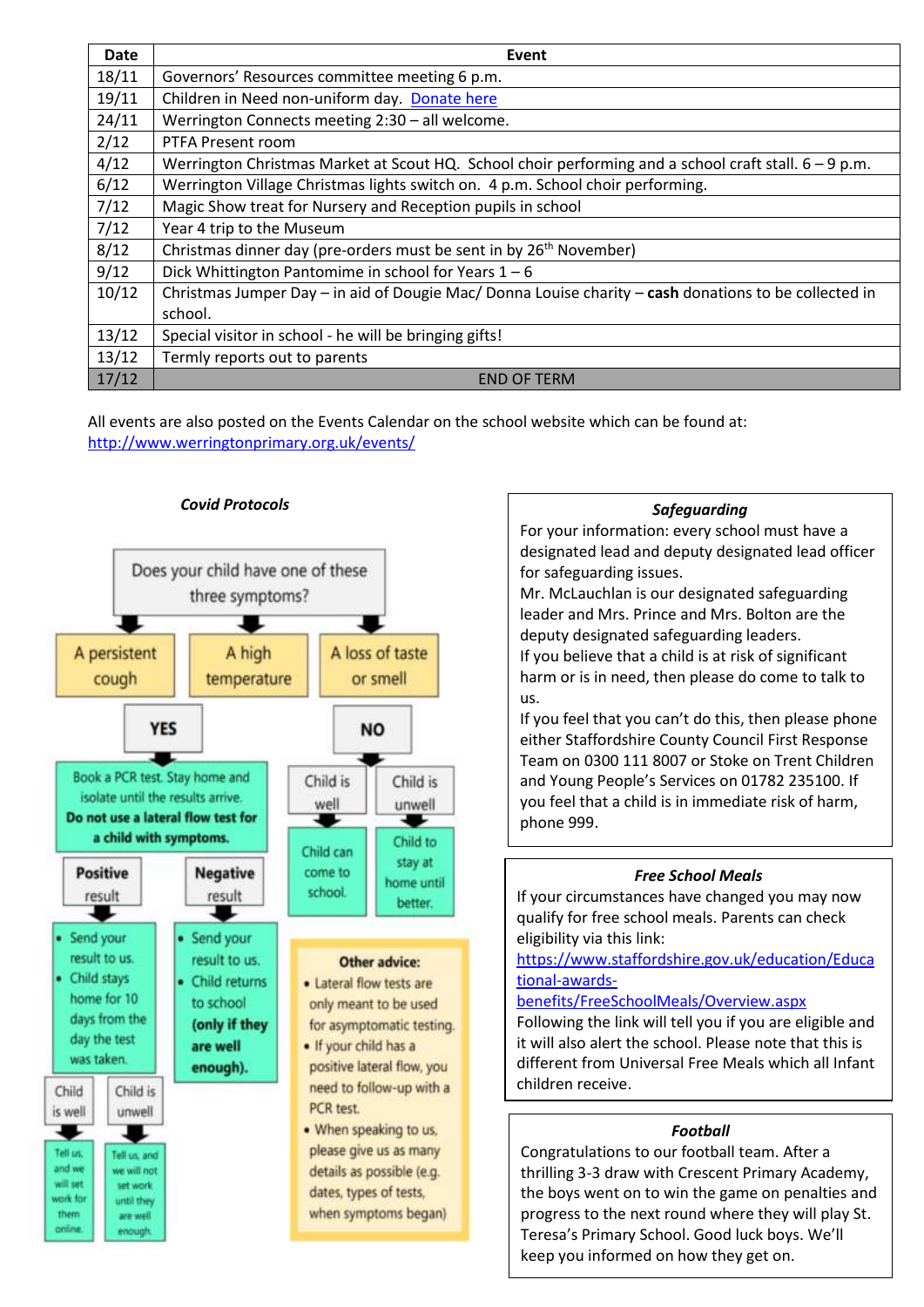| Date | Event |
|---|---|
| 18/11 | Governors' Resources committee meeting 6 p.m. |
| 19/11 | Children in Need non-uniform day. Donate here |
| 24/11 | Werrington Connects meeting 2:30 – all welcome. |
| 2/12 | PTFA Present room |
| 4/12 | Werrington Christmas Market at Scout HQ. School choir performing and a school craft stall. 6 – 9 p.m. |
| 6/12 | Werrington Village Christmas lights switch on. 4 p.m. School choir performing. |
| 7/12 | Magic Show treat for Nursery and Reception pupils in school |
| 7/12 | Year 4 trip to the Museum |
| 8/12 | Christmas dinner day (pre-orders must be sent in by 26th November) |
| 9/12 | Dick Whittington Pantomime in school for Years 1 – 6 |
| 10/12 | Christmas Jumper Day – in aid of Dougie Mac/ Donna Louise charity – **cash** donations to be collected in school. |
| 13/12 | Special visitor in school - he will be bringing gifts! |
| 13/12 | Termly reports out to parents |
| 17/12 | END OF TERM |

All events are also posted on the Events Calendar on the school website which can be found at: http://www.werringtonprimary.org.uk/events/

### *Covid Protocols*

Does your child have one of these three symptoms?

- A persistent cough
- A high temperature
- A loss of taste or smell

**YES**

Book a PCR test. Stay home and isolate until the results arrive. **Do not use a lateral flow test for a child with symptoms.**

- **Positive** result
  - Send your result to us.
  - Child stays home for 10 days from the day the test was taken.
    - Child is well: Tell us, and we will set work for them online.
    - Child is unwell: Tell us, and we will not set work until they are well enough.
- **Negative** result
  - Send your result to us.
  - Child returns to school **(only if they are well enough).**

**NO**

- Child is well: Child can come to school.
- Child is unwell: Child to stay at home until better.

**Other advice:**

- Lateral flow tests are only meant to be used for asymptomatic testing.
- If your child has a positive lateral flow, you need to follow-up with a PCR test.
- When speaking to us, please give us as many details as possible (e.g. dates, types of tests, when symptoms began)

### *Safeguarding*

For your information: every school must have a designated lead and deputy designated lead officer for safeguarding issues.
Mr. McLauchlan is our designated safeguarding leader and Mrs. Prince and Mrs. Bolton are the deputy designated safeguarding leaders.
If you believe that a child is at risk of significant harm or is in need, then please do come to talk to us.
If you feel that you can't do this, then please phone either Staffordshire County Council First Response Team on 0300 111 8007 or Stoke on Trent Children and Young People's Services on 01782 235100. If you feel that a child is in immediate risk of harm, phone 999.

### *Free School Meals*

If your circumstances have changed you may now qualify for free school meals. Parents can check eligibility via this link:
https://www.staffordshire.gov.uk/education/Educational-awards-benefits/FreeSchoolMeals/Overview.aspx
Following the link will tell you if you are eligible and it will also alert the school. Please note that this is different from Universal Free Meals which all Infant children receive.

### *Football*

Congratulations to our football team. After a thrilling 3-3 draw with Crescent Primary Academy, the boys went on to win the game on penalties and progress to the next round where they will play St. Teresa's Primary School. Good luck boys. We'll keep you informed on how they get on.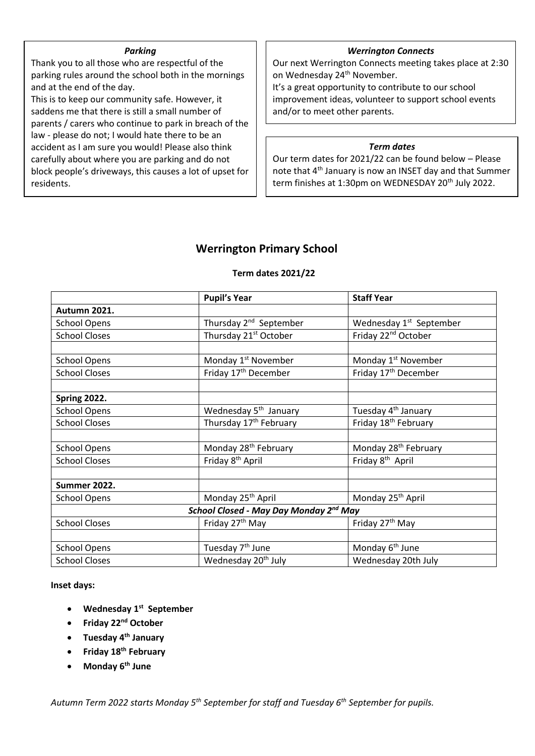### *Parking*

Thank you to all those who are respectful of the parking rules around the school both in the mornings and at the end of the day.

This is to keep our community safe. However, it saddens me that there is still a small number of parents / carers who continue to park in breach of the law - please do not; I would hate there to be an accident as I am sure you would! Please also think carefully about where you are parking and do not block people's driveways, this causes a lot of upset for residents.

### *Werrington Connects*

Our next Werrington Connects meeting takes place at 2:30 on Wednesday 24th November.

It's a great opportunity to contribute to our school improvement ideas, volunteer to support school events and/or to meet other parents.

### *Term dates*

Our term dates for 2021/22 can be found below – Please note that 4th January is now an INSET day and that Summer term finishes at 1:30pm on WEDNESDAY 20th July 2022.

## Werrington Primary School

**Term dates 2021/22**

| | **Pupil's Year** | **Staff Year** |
|---|---|---|
| **Autumn 2021.** | | |
| School Opens | Thursday 2nd September | Wednesday 1st September |
| School Closes | Thursday 21st October | Friday 22nd October |
| | | |
| School Opens | Monday 1st November | Monday 1st November |
| School Closes | Friday 17th December | Friday 17th December |
| | | |
| **Spring 2022.** | | |
| School Opens | Wednesday 5th January | Tuesday 4th January |
| School Closes | Thursday 17th February | Friday 18th February |
| | | |
| School Opens | Monday 28th February | Monday 28th February |
| School Closes | Friday 8th April | Friday 8th April |
| | | |
| **Summer 2022.** | | |
| School Opens | Monday 25th April | Monday 25th April |
| ***School Closed - May Day Monday 2nd May*** | | |
| School Closes | Friday 27th May | Friday 27th May |
| | | |
| School Opens | Tuesday 7th June | Monday 6th June |
| School Closes | Wednesday 20th July | Wednesday 20th July |

**Inset days:**

- **Wednesday 1st September**
- **Friday 22nd October**
- **Tuesday 4th January**
- **Friday 18th February**
- **Monday 6th June**

*Autumn Term 2022 starts Monday 5th September for staff and Tuesday 6th September for pupils.*